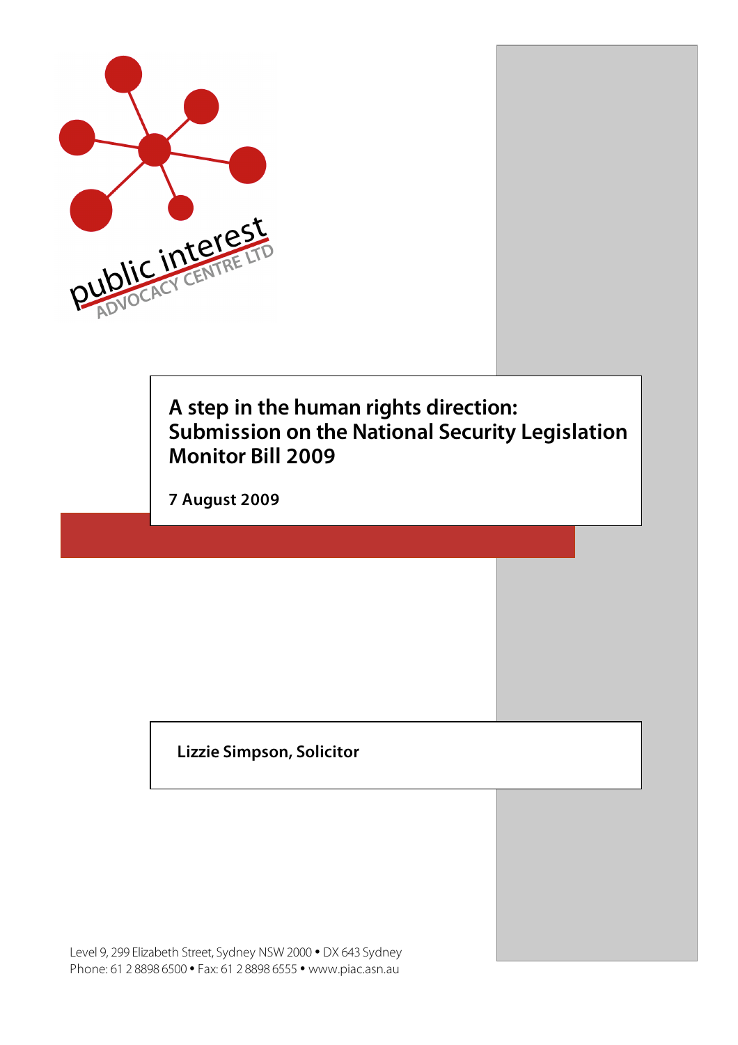public interest
ADVOCACY CENTRE LTD

# A step in the human rights direction: Submission on the National Security Legislation Monitor Bill 2009

**7 August 2009**

**Lizzie Simpson, Solicitor**

Level 9, 299 Elizabeth Street, Sydney NSW 2000 • DX 643 Sydney
Phone: 61 2 8898 6500 • Fax: 61 2 8898 6555 • www.piac.asn.au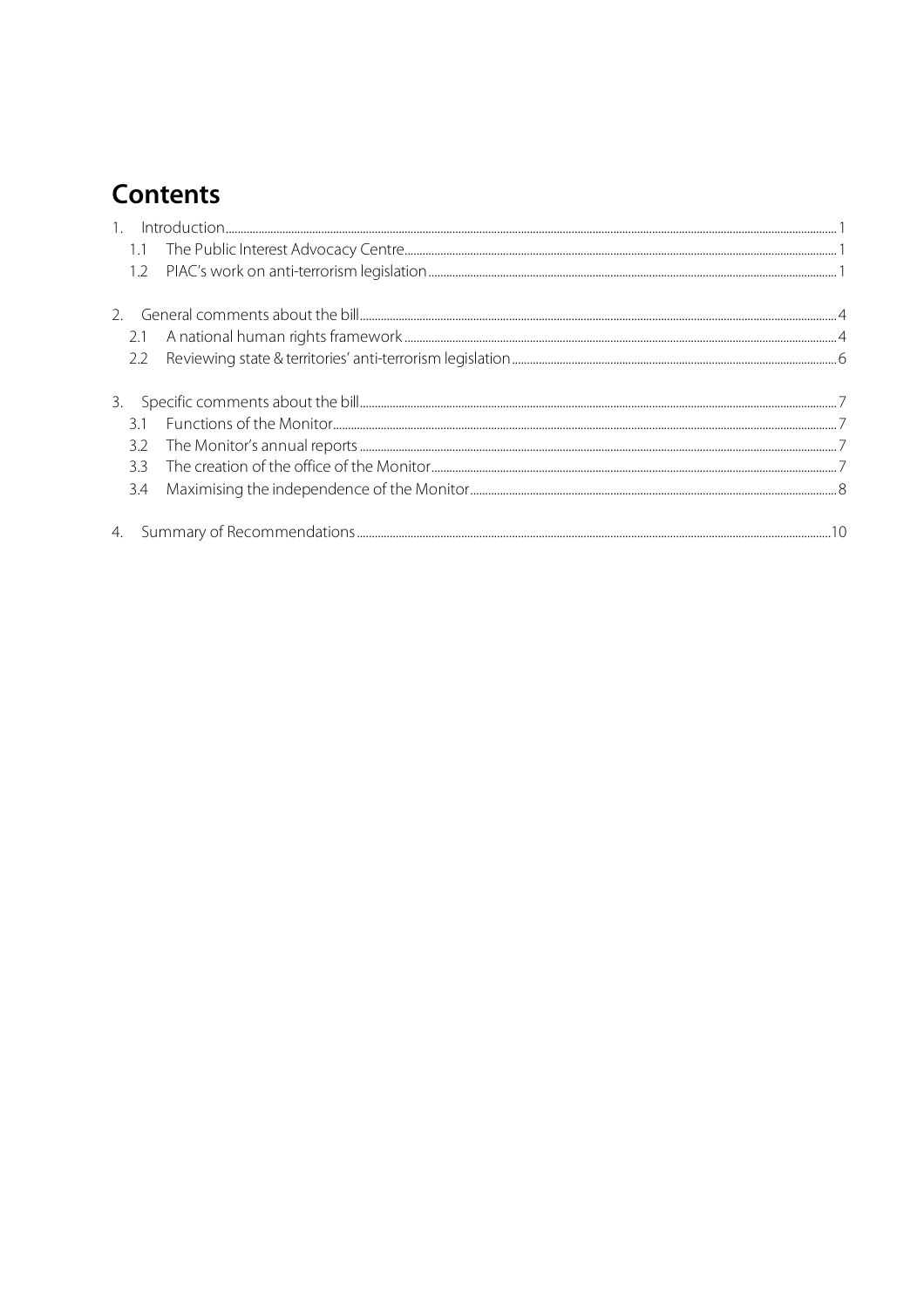# Contents

1. Introduction ... 1
   - 1.1 The Public Interest Advocacy Centre ... 1
   - 1.2 PIAC's work on anti-terrorism legislation ... 1
2. General comments about the bill ... 4
   - 2.1 A national human rights framework ... 4
   - 2.2 Reviewing state & territories' anti-terrorism legislation ... 6
3. Specific comments about the bill ... 7
   - 3.1 Functions of the Monitor ... 7
   - 3.2 The Monitor's annual reports ... 7
   - 3.3 The creation of the office of the Monitor ... 7
   - 3.4 Maximising the independence of the Monitor ... 8
4. Summary of Recommendations ... 10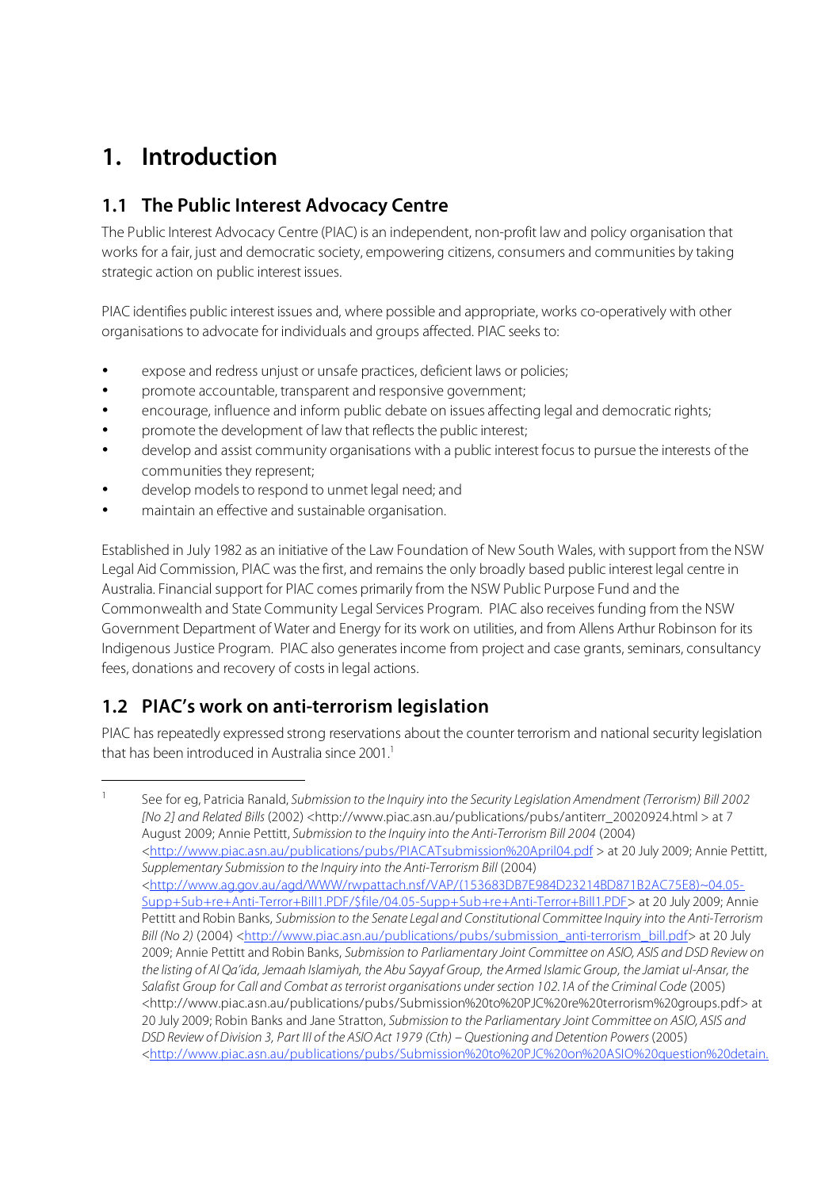# 1. Introduction

## 1.1 The Public Interest Advocacy Centre

The Public Interest Advocacy Centre (PIAC) is an independent, non-profit law and policy organisation that works for a fair, just and democratic society, empowering citizens, consumers and communities by taking strategic action on public interest issues.

PIAC identifies public interest issues and, where possible and appropriate, works co-operatively with other organisations to advocate for individuals and groups affected. PIAC seeks to:

- expose and redress unjust or unsafe practices, deficient laws or policies;
- promote accountable, transparent and responsive government;
- encourage, influence and inform public debate on issues affecting legal and democratic rights;
- promote the development of law that reflects the public interest;
- develop and assist community organisations with a public interest focus to pursue the interests of the communities they represent;
- develop models to respond to unmet legal need; and
- maintain an effective and sustainable organisation.

Established in July 1982 as an initiative of the Law Foundation of New South Wales, with support from the NSW Legal Aid Commission, PIAC was the first, and remains the only broadly based public interest legal centre in Australia. Financial support for PIAC comes primarily from the NSW Public Purpose Fund and the Commonwealth and State Community Legal Services Program. PIAC also receives funding from the NSW Government Department of Water and Energy for its work on utilities, and from Allens Arthur Robinson for its Indigenous Justice Program. PIAC also generates income from project and case grants, seminars, consultancy fees, donations and recovery of costs in legal actions.

## 1.2 PIAC's work on anti-terrorism legislation

PIAC has repeatedly expressed strong reservations about the counter terrorism and national security legislation that has been introduced in Australia since 2001.[1]

---

[1] See for eg, Patricia Ranald, *Submission to the Inquiry into the Security Legislation Amendment (Terrorism) Bill 2002 [No 2] and Related Bills* (2002) <http://www.piac.asn.au/publications/pubs/antiterr_20020924.html > at 7 August 2009; Annie Pettitt, *Submission to the Inquiry into the Anti-Terrorism Bill 2004* (2004) <http://www.piac.asn.au/publications/pubs/PIACATsubmission%20April04.pdf > at 20 July 2009; Annie Pettitt, *Supplementary Submission to the Inquiry into the Anti-Terrorism Bill* (2004) <http://www.ag.gov.au/agd/WWW/rwpattach.nsf/VAP/(153683DB7E984D23214BD871B2AC75E8)~04.05-Supp+Sub+re+Anti-Terror+Bill1.PDF/$file/04.05-Supp+Sub+re+Anti-Terror+Bill1.PDF> at 20 July 2009; Annie Pettitt and Robin Banks, *Submission to the Senate Legal and Constitutional Committee Inquiry into the Anti-Terrorism Bill (No 2)* (2004) <http://www.piac.asn.au/publications/pubs/submission_anti-terrorism_bill.pdf> at 20 July 2009; Annie Pettitt and Robin Banks, *Submission to Parliamentary Joint Committee on ASIO, ASIS and DSD Review on the listing of Al Qa'ida, Jemaah Islamiyah, the Abu Sayyaf Group, the Armed Islamic Group, the Jamiat ul-Ansar, the Salafist Group for Call and Combat as terrorist organisations under section 102.1A of the Criminal Code* (2005) <http://www.piac.asn.au/publications/pubs/Submission%20to%20PJC%20re%20terrorism%20groups.pdf> at 20 July 2009; Robin Banks and Jane Stratton, *Submission to the Parliamentary Joint Committee on ASIO, ASIS and DSD Review of Division 3, Part III of the ASIO Act 1979 (Cth) – Questioning and Detention Powers* (2005) <http://www.piac.asn.au/publications/pubs/Submission%20to%20PJC%20on%20ASIO%20question%20detain.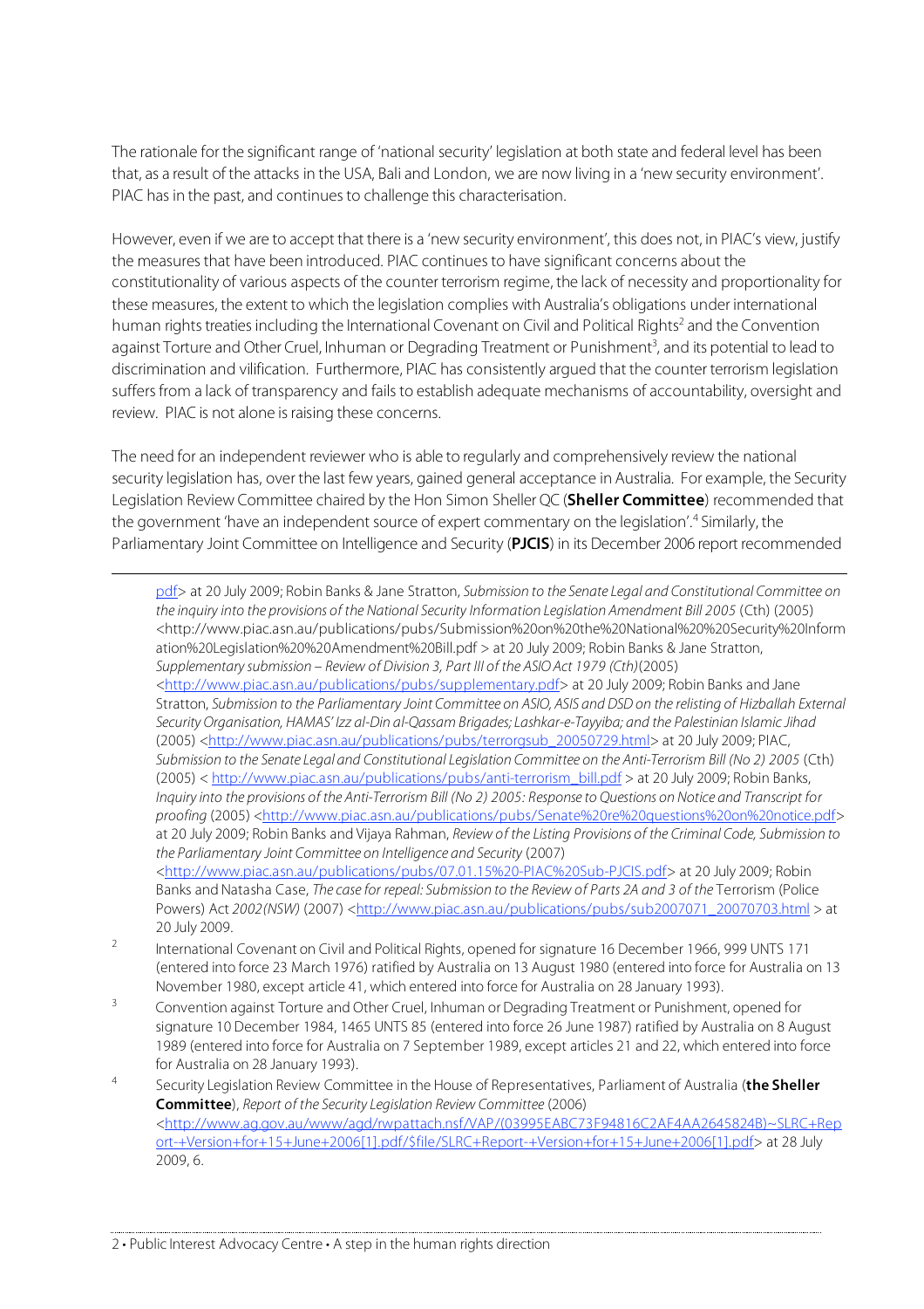The rationale for the significant range of 'national security' legislation at both state and federal level has been that, as a result of the attacks in the USA, Bali and London, we are now living in a 'new security environment'. PIAC has in the past, and continues to challenge this characterisation.

However, even if we are to accept that there is a 'new security environment', this does not, in PIAC's view, justify the measures that have been introduced. PIAC continues to have significant concerns about the constitutionality of various aspects of the counter terrorism regime, the lack of necessity and proportionality for these measures, the extent to which the legislation complies with Australia's obligations under international human rights treaties including the International Covenant on Civil and Political Rights[2] and the Convention against Torture and Other Cruel, Inhuman or Degrading Treatment or Punishment[3], and its potential to lead to discrimination and vilification. Furthermore, PIAC has consistently argued that the counter terrorism legislation suffers from a lack of transparency and fails to establish adequate mechanisms of accountability, oversight and review. PIAC is not alone is raising these concerns.

The need for an independent reviewer who is able to regularly and comprehensively review the national security legislation has, over the last few years, gained general acceptance in Australia. For example, the Security Legislation Review Committee chaired by the Hon Simon Sheller QC (**Sheller Committee**) recommended that the government 'have an independent source of expert commentary on the legislation'.[4] Similarly, the Parliamentary Joint Committee on Intelligence and Security (**PJCIS**) in its December 2006 report recommended

---

pdf> at 20 July 2009; Robin Banks & Jane Stratton, *Submission to the Senate Legal and Constitutional Committee on the inquiry into the provisions of the National Security Information Legislation Amendment Bill 2005* (Cth) (2005) <http://www.piac.asn.au/publications/pubs/Submission%20on%20the%20National%20%20Security%20Information%20Legislation%20%20Amendment%20Bill.pdf > at 20 July 2009; Robin Banks & Jane Stratton, *Supplementary submission – Review of Division 3, Part III of the ASIO Act 1979 (Cth)*(2005) <http://www.piac.asn.au/publications/pubs/supplementary.pdf> at 20 July 2009; Robin Banks and Jane Stratton, *Submission to the Parliamentary Joint Committee on ASIO, ASIS and DSD on the relisting of Hizballah External Security Organisation, HAMAS' Izz al-Din al-Qassam Brigades; Lashkar-e-Tayyiba; and the Palestinian Islamic Jihad* (2005) <http://www.piac.asn.au/publications/pubs/terrorgsub_20050729.html> at 20 July 2009; PIAC, *Submission to the Senate Legal and Constitutional Legislation Committee on the Anti-Terrorism Bill (No 2) 2005* (Cth) (2005) < http://www.piac.asn.au/publications/pubs/anti-terrorism_bill.pdf > at 20 July 2009; Robin Banks, *Inquiry into the provisions of the Anti-Terrorism Bill (No 2) 2005: Response to Questions on Notice and Transcript for proofing* (2005) <http://www.piac.asn.au/publications/pubs/Senate%20re%20questions%20on%20notice.pdf> at 20 July 2009; Robin Banks and Vijaya Rahman, *Review of the Listing Provisions of the Criminal Code, Submission to the Parliamentary Joint Committee on Intelligence and Security* (2007) <http://www.piac.asn.au/publications/pubs/07.01.15%20-PIAC%20Sub-PJCIS.pdf> at 20 July 2009; Robin Banks and Natasha Case, *The case for repeal: Submission to the Review of Parts 2A and 3 of the* Terrorism (Police Powers) Act *2002(NSW)* (2007) <http://www.piac.asn.au/publications/pubs/sub2007071_20070703.html > at 20 July 2009.

[2] International Covenant on Civil and Political Rights, opened for signature 16 December 1966, 999 UNTS 171 (entered into force 23 March 1976) ratified by Australia on 13 August 1980 (entered into force for Australia on 13 November 1980, except article 41, which entered into force for Australia on 28 January 1993).

[3] Convention against Torture and Other Cruel, Inhuman or Degrading Treatment or Punishment, opened for signature 10 December 1984, 1465 UNTS 85 (entered into force 26 June 1987) ratified by Australia on 8 August 1989 (entered into force for Australia on 7 September 1989, except articles 21 and 22, which entered into force for Australia on 28 January 1993).

[4] Security Legislation Review Committee in the House of Representatives, Parliament of Australia (**the Sheller Committee**), *Report of the Security Legislation Review Committee* (2006) <http://www.ag.gov.au/www/agd/rwpattach.nsf/VAP/(03995EABC73F94816C2AF4AA2645824B)~SLRC+Report-+Version+for+15+June+2006[1].pdf/$file/SLRC+Report-+Version+for+15+June+2006[1].pdf> at 28 July 2009, 6.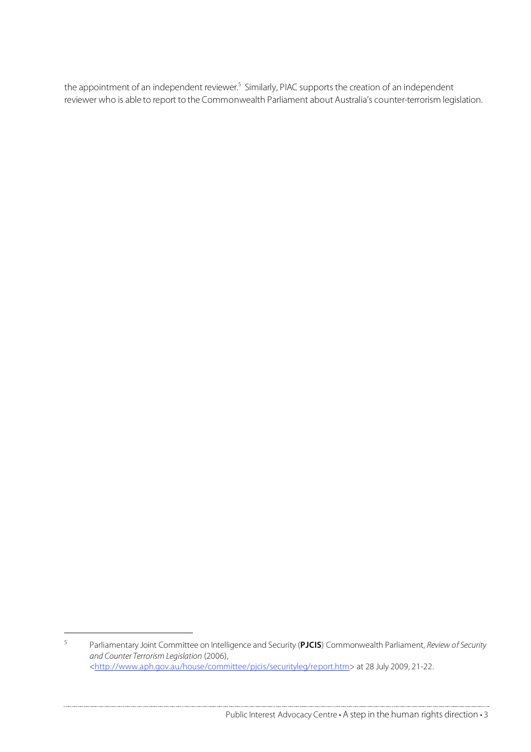the appointment of an independent reviewer.[5] Similarly, PIAC supports the creation of an independent reviewer who is able to report to the Commonwealth Parliament about Australia's counter-terrorism legislation.

---

[5] Parliamentary Joint Committee on Intelligence and Security (**PJCIS**) Commonwealth Parliament, *Review of Security and Counter Terrorism Legislation* (2006), <http://www.aph.gov.au/house/committee/pjcis/securityleg/report.htm> at 28 July 2009, 21-22.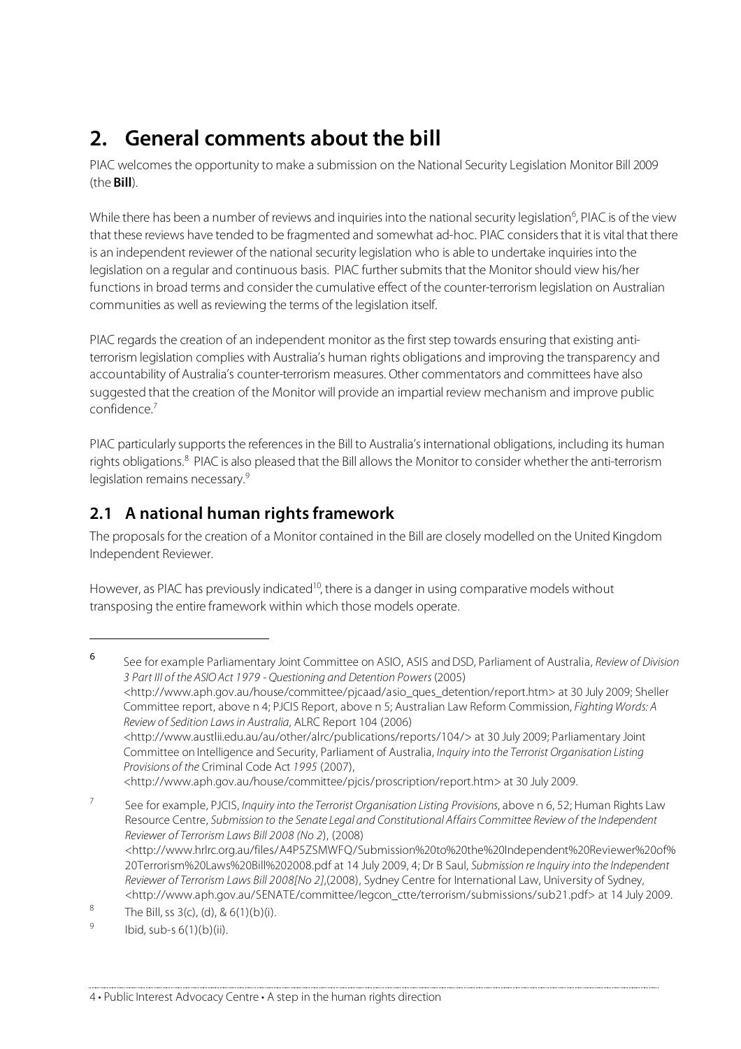# 2. General comments about the bill

PIAC welcomes the opportunity to make a submission on the National Security Legislation Monitor Bill 2009 (the **Bill**).

While there has been a number of reviews and inquiries into the national security legislation[6], PIAC is of the view that these reviews have tended to be fragmented and somewhat ad-hoc. PIAC considers that it is vital that there is an independent reviewer of the national security legislation who is able to undertake inquiries into the legislation on a regular and continuous basis. PIAC further submits that the Monitor should view his/her functions in broad terms and consider the cumulative effect of the counter-terrorism legislation on Australian communities as well as reviewing the terms of the legislation itself.

PIAC regards the creation of an independent monitor as the first step towards ensuring that existing anti-terrorism legislation complies with Australia's human rights obligations and improving the transparency and accountability of Australia's counter-terrorism measures. Other commentators and committees have also suggested that the creation of the Monitor will provide an impartial review mechanism and improve public confidence.[7]

PIAC particularly supports the references in the Bill to Australia's international obligations, including its human rights obligations.[8] PIAC is also pleased that the Bill allows the Monitor to consider whether the anti-terrorism legislation remains necessary.[9]

## 2.1 A national human rights framework

The proposals for the creation of a Monitor contained in the Bill are closely modelled on the United Kingdom Independent Reviewer.

However, as PIAC has previously indicated[10], there is a danger in using comparative models without transposing the entire framework within which those models operate.

---

[6] See for example Parliamentary Joint Committee on ASIO, ASIS and DSD, Parliament of Australia, *Review of Division 3 Part III of the ASIO Act 1979 - Questioning and Detention Powers* (2005) <http://www.aph.gov.au/house/committee/pjcaad/asio_ques_detention/report.htm> at 30 July 2009; Sheller Committee report, above n 4; PJCIS Report, above n 5; Australian Law Reform Commission, *Fighting Words: A Review of Sedition Laws in Australia*, ALRC Report 104 (2006) <http://www.austlii.edu.au/au/other/alrc/publications/reports/104/> at 30 July 2009; Parliamentary Joint Committee on Intelligence and Security, Parliament of Australia, *Inquiry into the Terrorist Organisation Listing Provisions of the* Criminal Code Act *1995* (2007), <http://www.aph.gov.au/house/committee/pjcis/proscription/report.htm> at 30 July 2009.

[7] See for example, PJCIS, *Inquiry into the Terrorist Organisation Listing Provisions*, above n 6, 52; Human Rights Law Resource Centre, *Submission to the Senate Legal and Constitutional Affairs Committee Review of the Independent Reviewer of Terrorism Laws Bill 2008 (No 2)*, (2008) <http://www.hrlrc.org.au/files/A4P5ZSMWFQ/Submission%20to%20the%20Independent%20Reviewer%20of%20Terrorism%20Laws%20Bill%202008.pdf at 14 July 2009, 4; Dr B Saul, *Submission re Inquiry into the Independent Reviewer of Terrorism Laws Bill 2008[No 2]*,(2008), Sydney Centre for International Law, University of Sydney, <http://www.aph.gov.au/SENATE/committee/legcon_ctte/terrorism/submissions/sub21.pdf> at 14 July 2009.

[8] The Bill, ss 3(c), (d), & 6(1)(b)(i).

[9] Ibid, sub-s 6(1)(b)(ii).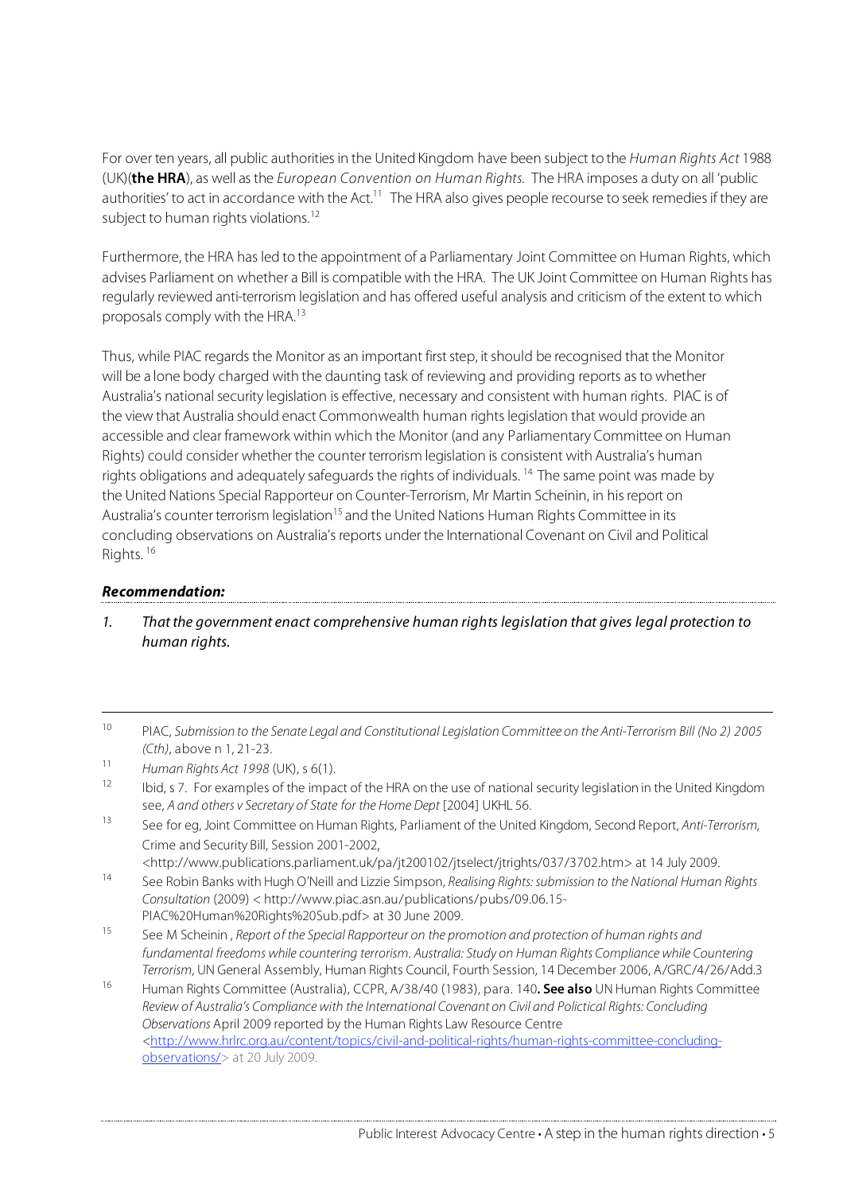For over ten years, all public authorities in the United Kingdom have been subject to the *Human Rights Act* 1988 (UK)(**the HRA**), as well as the *European Convention on Human Rights*. The HRA imposes a duty on all 'public authorities' to act in accordance with the Act.[11] The HRA also gives people recourse to seek remedies if they are subject to human rights violations.[12]

Furthermore, the HRA has led to the appointment of a Parliamentary Joint Committee on Human Rights, which advises Parliament on whether a Bill is compatible with the HRA. The UK Joint Committee on Human Rights has regularly reviewed anti-terrorism legislation and has offered useful analysis and criticism of the extent to which proposals comply with the HRA.[13]

Thus, while PIAC regards the Monitor as an important first step, it should be recognised that the Monitor will be a lone body charged with the daunting task of reviewing and providing reports as to whether Australia's national security legislation is effective, necessary and consistent with human rights. PIAC is of the view that Australia should enact Commonwealth human rights legislation that would provide an accessible and clear framework within which the Monitor (and any Parliamentary Committee on Human Rights) could consider whether the counter terrorism legislation is consistent with Australia's human rights obligations and adequately safeguards the rights of individuals. [14] The same point was made by the United Nations Special Rapporteur on Counter-Terrorism, Mr Martin Scheinin, in his report on Australia's counter terrorism legislation[15] and the United Nations Human Rights Committee in its concluding observations on Australia's reports under the International Covenant on Civil and Political Rights. [16]

***Recommendation:***

*1. That the government enact comprehensive human rights legislation that gives legal protection to human rights.*

---

[10] PIAC, *Submission to the Senate Legal and Constitutional Legislation Committee on the Anti-Terrorism Bill (No 2) 2005 (Cth)*, above n 1, 21-23.

[11] *Human Rights Act 1998* (UK), s 6(1).

[12] Ibid, s 7. For examples of the impact of the HRA on the use of national security legislation in the United Kingdom see, *A and others v Secretary of State for the Home Dept* [2004] UKHL 56.

[13] See for eg, Joint Committee on Human Rights, Parliament of the United Kingdom, Second Report, *Anti-Terrorism,* Crime and Security Bill, Session 2001-2002, <http://www.publications.parliament.uk/pa/jt200102/jtselect/jtrights/037/3702.htm> at 14 July 2009.

[14] See Robin Banks with Hugh O'Neill and Lizzie Simpson, *Realising Rights: submission to the National Human Rights Consultation* (2009) < http://www.piac.asn.au/publications/pubs/09.06.15-PIAC%20Human%20Rights%20Sub.pdf> at 30 June 2009.

[15] See M Scheinin , *Report of the Special Rapporteur on the promotion and protection of human rights and fundamental freedoms while countering terrorism. Australia: Study on Human Rights Compliance while Countering Terrorism*, UN General Assembly, Human Rights Council, Fourth Session, 14 December 2006, A/GRC/4/26/Add.3

[16] Human Rights Committee (Australia), CCPR, A/38/40 (1983), para. 140**. See also** UN Human Rights Committee *Review of Australia's Compliance with the International Covenant on Civil and Polictical Rights: Concluding Observations* April 2009 reported by the Human Rights Law Resource Centre <http://www.hrlrc.org.au/content/topics/civil-and-political-rights/human-rights-committee-concluding-observations/> at 20 July 2009.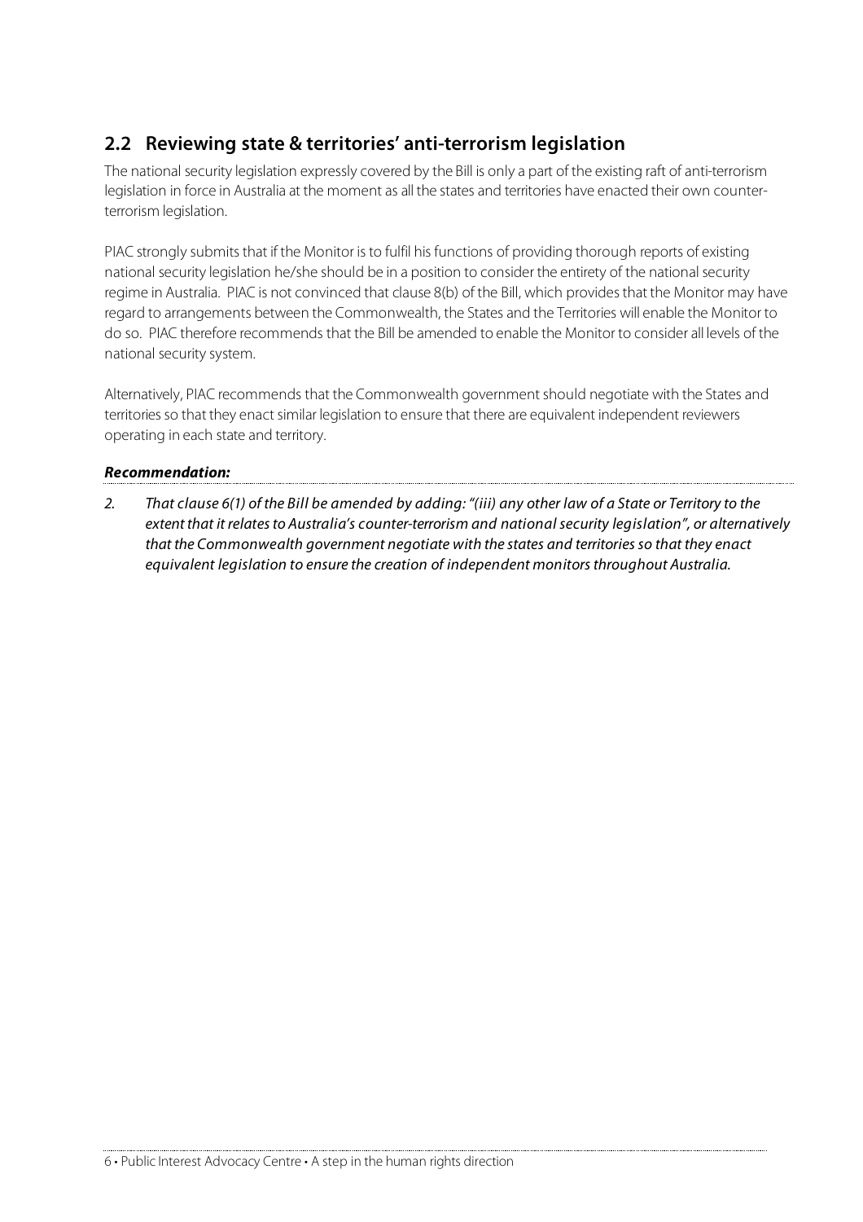## 2.2 Reviewing state & territories' anti-terrorism legislation

The national security legislation expressly covered by the Bill is only a part of the existing raft of anti-terrorism legislation in force in Australia at the moment as all the states and territories have enacted their own counter-terrorism legislation.

PIAC strongly submits that if the Monitor is to fulfil his functions of providing thorough reports of existing national security legislation he/she should be in a position to consider the entirety of the national security regime in Australia. PIAC is not convinced that clause 8(b) of the Bill, which provides that the Monitor may have regard to arrangements between the Commonwealth, the States and the Territories will enable the Monitor to do so. PIAC therefore recommends that the Bill be amended to enable the Monitor to consider all levels of the national security system.

Alternatively, PIAC recommends that the Commonwealth government should negotiate with the States and territories so that they enact similar legislation to ensure that there are equivalent independent reviewers operating in each state and territory.

***Recommendation:***

2. *That clause 6(1) of the Bill be amended by adding: "(iii) any other law of a State or Territory to the extent that it relates to Australia's counter-terrorism and national security legislation", or alternatively that the Commonwealth government negotiate with the states and territories so that they enact equivalent legislation to ensure the creation of independent monitors throughout Australia.*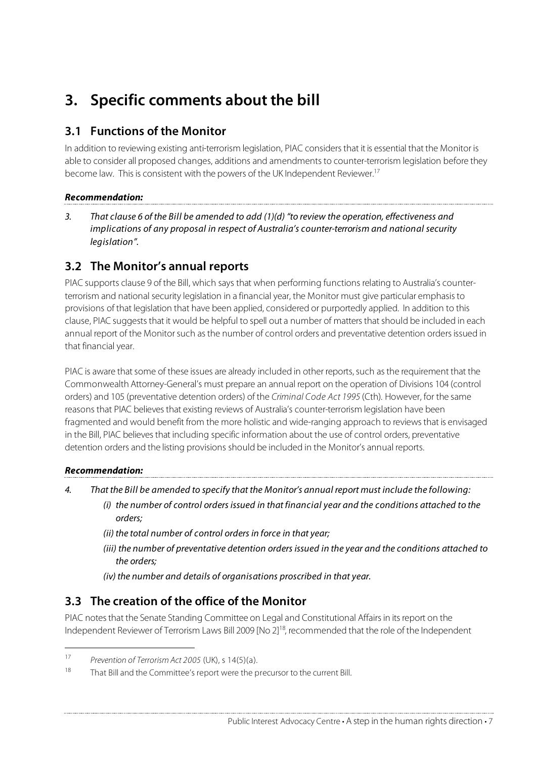# 3. Specific comments about the bill

## 3.1 Functions of the Monitor

In addition to reviewing existing anti-terrorism legislation, PIAC considers that it is essential that the Monitor is able to consider all proposed changes, additions and amendments to counter-terrorism legislation before they become law. This is consistent with the powers of the UK Independent Reviewer.[17]

***Recommendation:***

3. *That clause 6 of the Bill be amended to add (1)(d) "to review the operation, effectiveness and implications of any proposal in respect of Australia's counter-terrorism and national security legislation".*

## 3.2 The Monitor's annual reports

PIAC supports clause 9 of the Bill, which says that when performing functions relating to Australia's counter-terrorism and national security legislation in a financial year, the Monitor must give particular emphasis to provisions of that legislation that have been applied, considered or purportedly applied. In addition to this clause, PIAC suggests that it would be helpful to spell out a number of matters that should be included in each annual report of the Monitor such as the number of control orders and preventative detention orders issued in that financial year.

PIAC is aware that some of these issues are already included in other reports, such as the requirement that the Commonwealth Attorney-General's must prepare an annual report on the operation of Divisions 104 (control orders) and 105 (preventative detention orders) of the *Criminal Code Act 1995* (Cth). However, for the same reasons that PIAC believes that existing reviews of Australia's counter-terrorism legislation have been fragmented and would benefit from the more holistic and wide-ranging approach to reviews that is envisaged in the Bill, PIAC believes that including specific information about the use of control orders, preventative detention orders and the listing provisions should be included in the Monitor's annual reports.

***Recommendation:***

4. *That the Bill be amended to specify that the Monitor's annual report must include the following:*
   - *(i) the number of control orders issued in that financial year and the conditions attached to the orders;*
   - *(ii) the total number of control orders in force in that year;*
   - *(iii) the number of preventative detention orders issued in the year and the conditions attached to the orders;*
   - *(iv) the number and details of organisations proscribed in that year.*

## 3.3 The creation of the office of the Monitor

PIAC notes that the Senate Standing Committee on Legal and Constitutional Affairs in its report on the Independent Reviewer of Terrorism Laws Bill 2009 [No 2][18], recommended that the role of the Independent

---

[17] *Prevention of Terrorism Act 2005* (UK), s 14(5)(a).

[18] That Bill and the Committee's report were the precursor to the current Bill.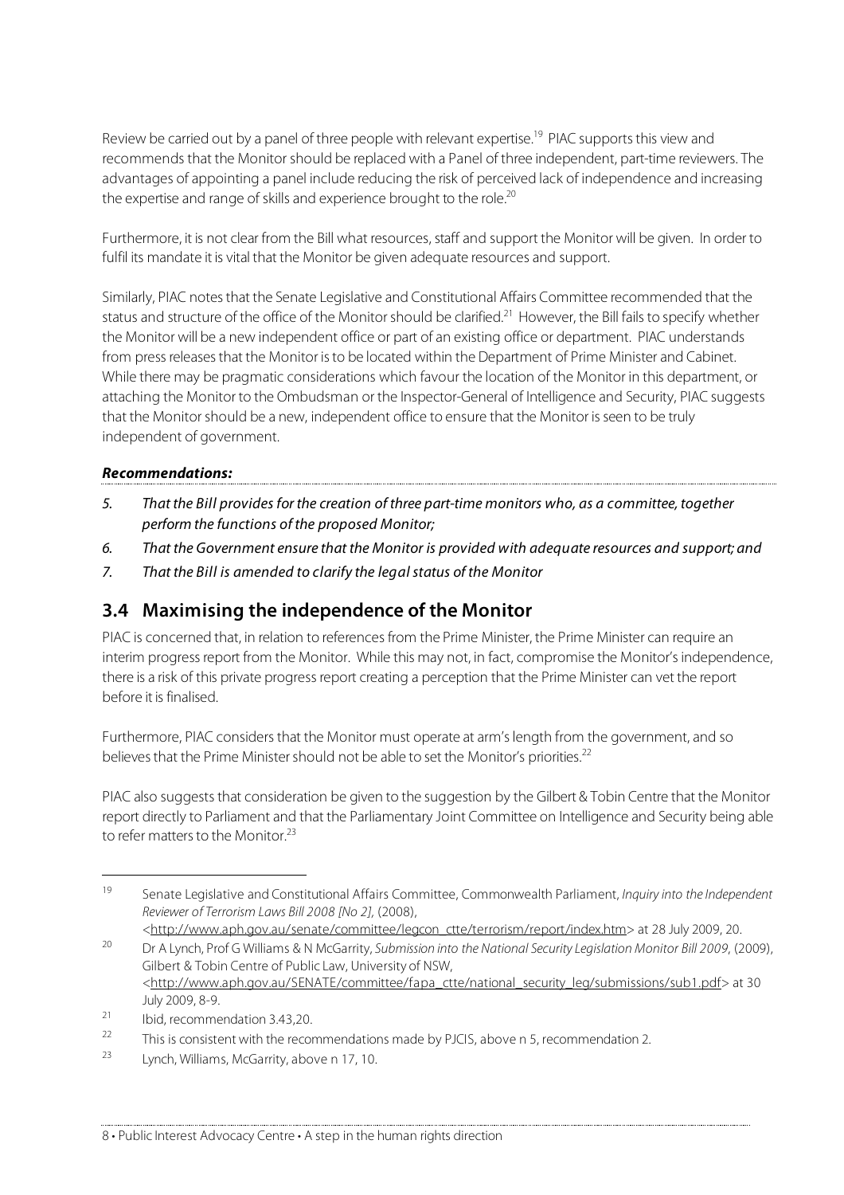Review be carried out by a panel of three people with relevant expertise.[19] PIAC supports this view and recommends that the Monitor should be replaced with a Panel of three independent, part-time reviewers. The advantages of appointing a panel include reducing the risk of perceived lack of independence and increasing the expertise and range of skills and experience brought to the role.[20]

Furthermore, it is not clear from the Bill what resources, staff and support the Monitor will be given. In order to fulfil its mandate it is vital that the Monitor be given adequate resources and support.

Similarly, PIAC notes that the Senate Legislative and Constitutional Affairs Committee recommended that the status and structure of the office of the Monitor should be clarified.[21] However, the Bill fails to specify whether the Monitor will be a new independent office or part of an existing office or department. PIAC understands from press releases that the Monitor is to be located within the Department of Prime Minister and Cabinet. While there may be pragmatic considerations which favour the location of the Monitor in this department, or attaching the Monitor to the Ombudsman or the Inspector-General of Intelligence and Security, PIAC suggests that the Monitor should be a new, independent office to ensure that the Monitor is seen to be truly independent of government.

***Recommendations:***

5. *That the Bill provides for the creation of three part-time monitors who, as a committee, together perform the functions of the proposed Monitor;*
6. *That the Government ensure that the Monitor is provided with adequate resources and support; and*
7. *That the Bill is amended to clarify the legal status of the Monitor*

## 3.4 Maximising the independence of the Monitor

PIAC is concerned that, in relation to references from the Prime Minister, the Prime Minister can require an interim progress report from the Monitor. While this may not, in fact, compromise the Monitor's independence, there is a risk of this private progress report creating a perception that the Prime Minister can vet the report before it is finalised.

Furthermore, PIAC considers that the Monitor must operate at arm's length from the government, and so believes that the Prime Minister should not be able to set the Monitor's priorities.[22]

PIAC also suggests that consideration be given to the suggestion by the Gilbert & Tobin Centre that the Monitor report directly to Parliament and that the Parliamentary Joint Committee on Intelligence and Security being able to refer matters to the Monitor.[23]

---

19 Senate Legislative and Constitutional Affairs Committee, Commonwealth Parliament, *Inquiry into the Independent Reviewer of Terrorism Laws Bill 2008 [No 2]*, (2008), <http://www.aph.gov.au/senate/committee/legcon_ctte/terrorism/report/index.htm> at 28 July 2009, 20.

20 Dr A Lynch, Prof G Williams & N McGarrity, *Submission into the National Security Legislation Monitor Bill 2009*, (2009), Gilbert & Tobin Centre of Public Law, University of NSW, <http://www.aph.gov.au/SENATE/committee/fapa_ctte/national_security_leg/submissions/sub1.pdf> at 30 July 2009, 8-9.

21 Ibid, recommendation 3.43,20.

22 This is consistent with the recommendations made by PJCIS, above n 5, recommendation 2.

23 Lynch, Williams, McGarrity, above n 17, 10.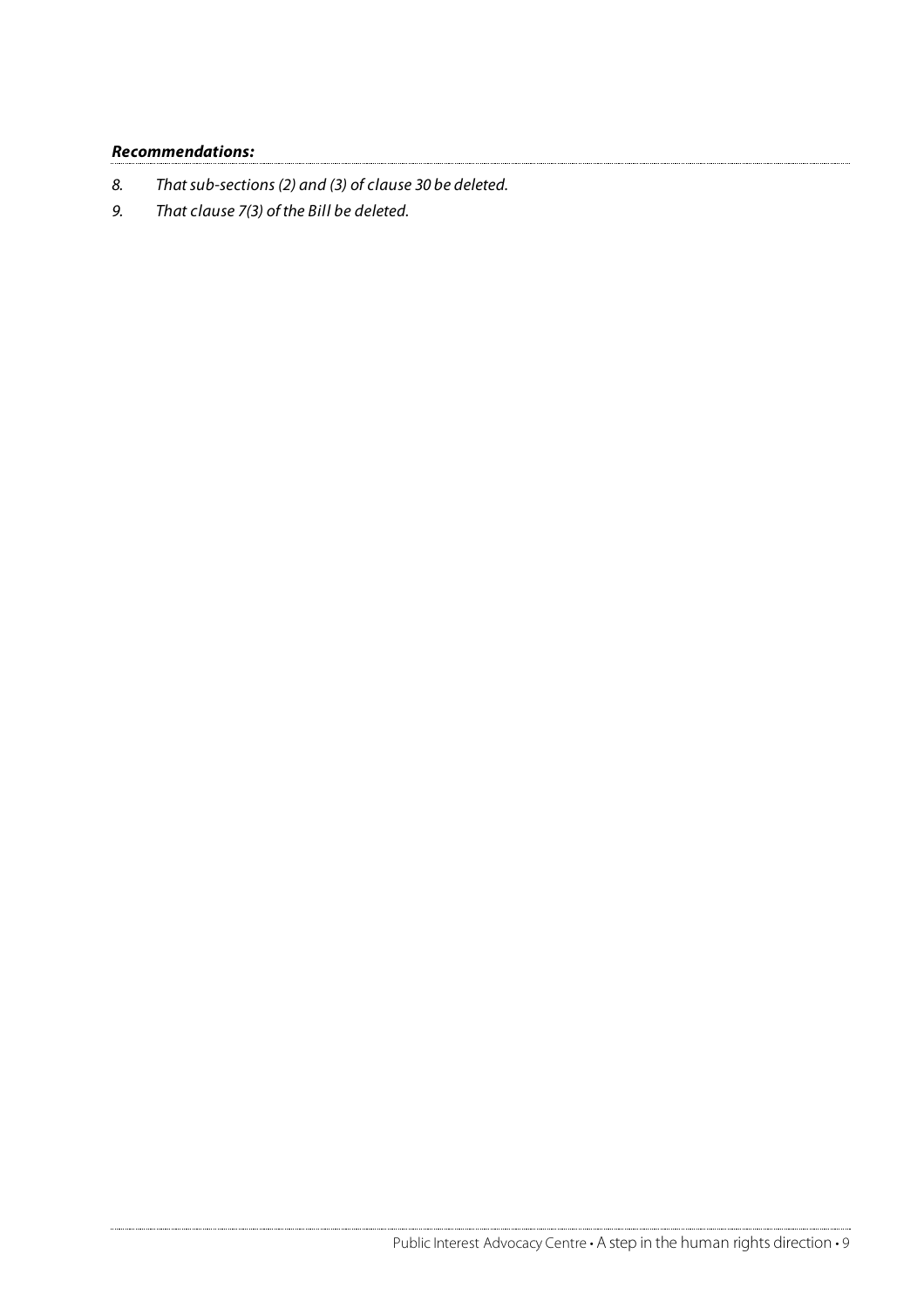***Recommendations:***

8. *That sub-sections (2) and (3) of clause 30 be deleted.*
9. *That clause 7(3) of the Bill be deleted.*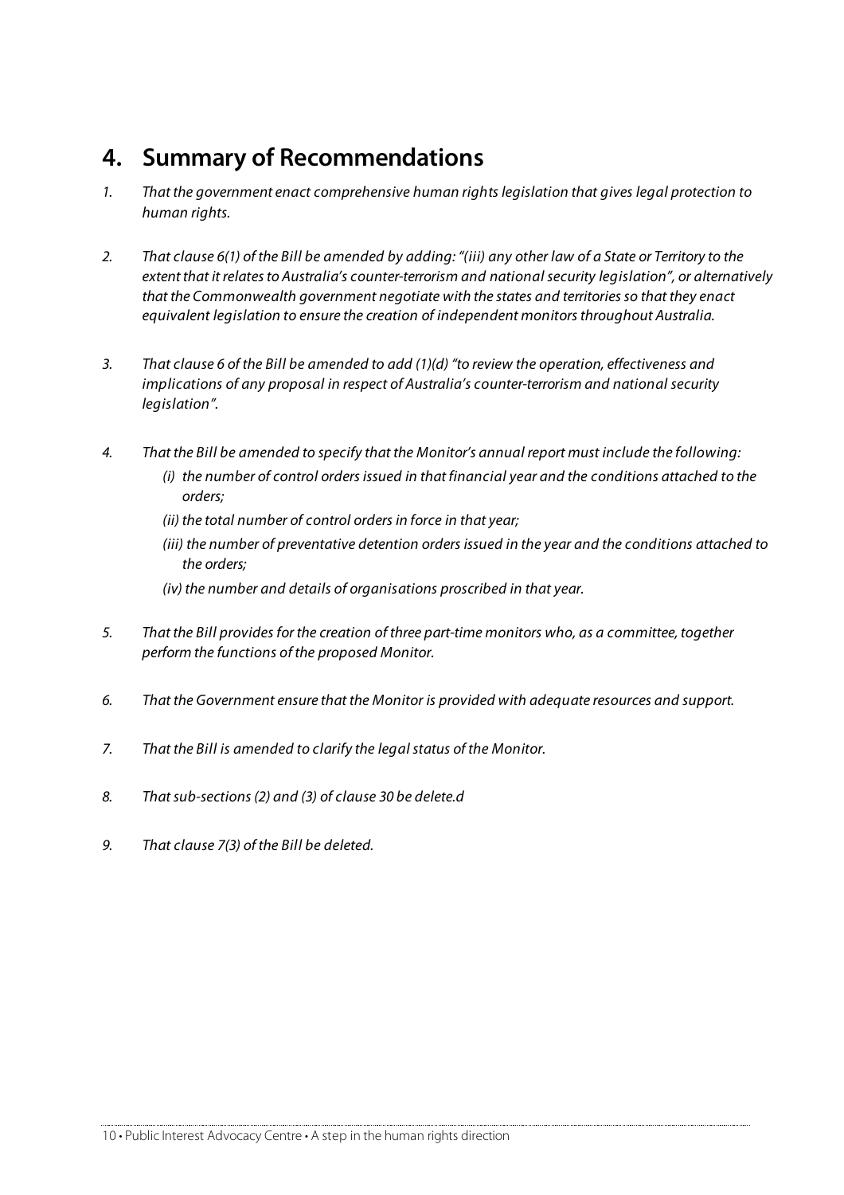## 4. Summary of Recommendations

1. *That the government enact comprehensive human rights legislation that gives legal protection to human rights.*

2. *That clause 6(1) of the Bill be amended by adding: "(iii) any other law of a State or Territory to the extent that it relates to Australia's counter-terrorism and national security legislation", or alternatively that the Commonwealth government negotiate with the states and territories so that they enact equivalent legislation to ensure the creation of independent monitors throughout Australia.*

3. *That clause 6 of the Bill be amended to add (1)(d) "to review the operation, effectiveness and implications of any proposal in respect of Australia's counter-terrorism and national security legislation".*

4. *That the Bill be amended to specify that the Monitor's annual report must include the following:*
   - *(i) the number of control orders issued in that financial year and the conditions attached to the orders;*
   - *(ii) the total number of control orders in force in that year;*
   - *(iii) the number of preventative detention orders issued in the year and the conditions attached to the orders;*
   - *(iv) the number and details of organisations proscribed in that year.*

5. *That the Bill provides for the creation of three part-time monitors who, as a committee, together perform the functions of the proposed Monitor.*

6. *That the Government ensure that the Monitor is provided with adequate resources and support.*

7. *That the Bill is amended to clarify the legal status of the Monitor.*

8. *That sub-sections (2) and (3) of clause 30 be delete.d*

9. *That clause 7(3) of the Bill be deleted.*